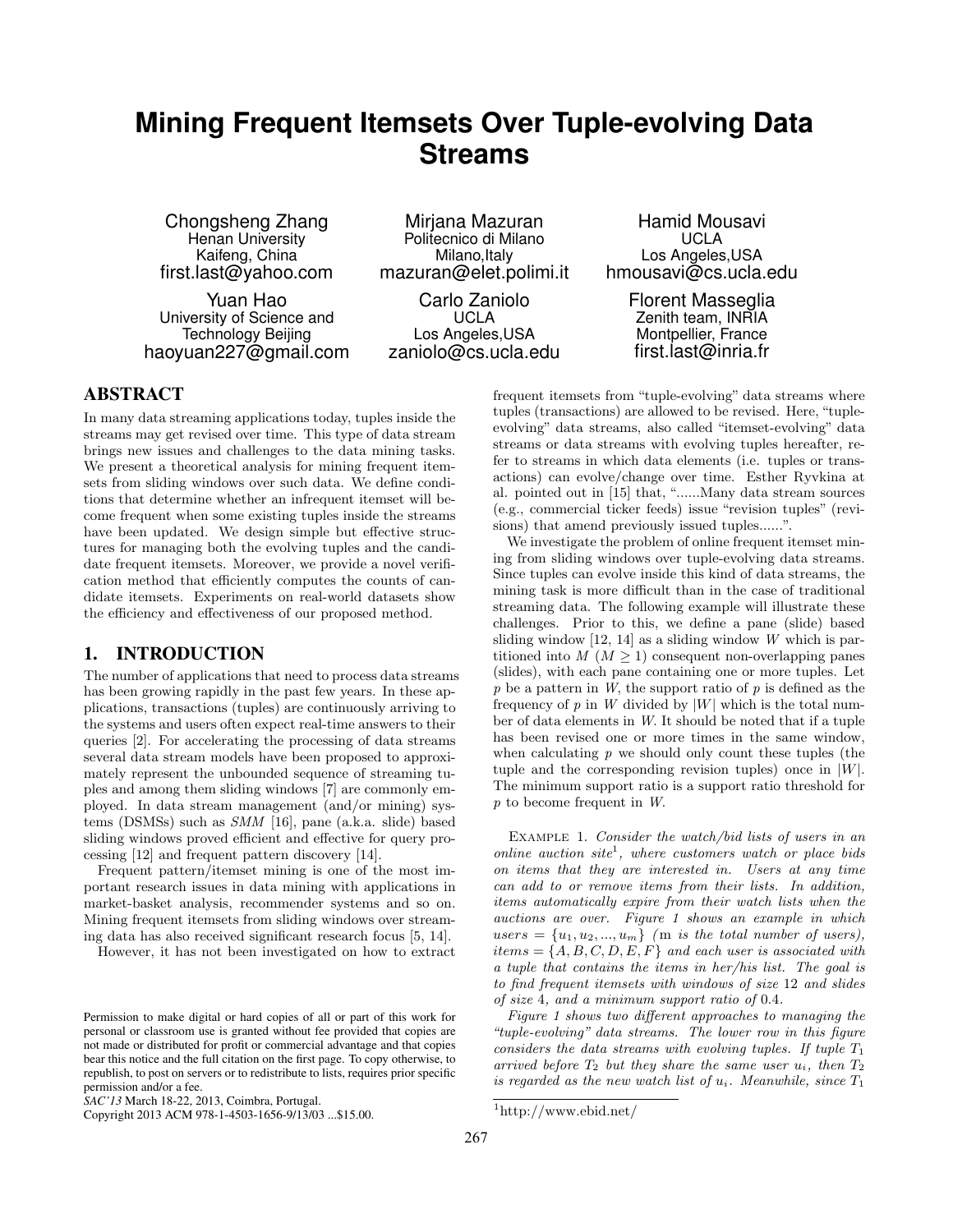# Mining Frequent Itemsets Over Tuple-evolving Data Streams

Chongsheng Zhang
Henan University
Kaifeng, China
first.last@yahoo.com

Mirjana Mazuran
Politecnico di Milano
Milano,Italy
mazuran@elet.polimi.it

Hamid Mousavi
UCLA
Los Angeles,USA
hmousavi@cs.ucla.edu

Yuan Hao
University of Science and Technology Beijing
haoyuan227@gmail.com

Carlo Zaniolo
UCLA
Los Angeles,USA
zaniolo@cs.ucla.edu

Florent Masseglia
Zenith team, INRIA
Montpellier, France
first.last@inria.fr

## ABSTRACT

In many data streaming applications today, tuples inside the streams may get revised over time. This type of data stream brings new issues and challenges to the data mining tasks. We present a theoretical analysis for mining frequent itemsets from sliding windows over such data. We define conditions that determine whether an infrequent itemset will become frequent when some existing tuples inside the streams have been updated. We design simple but effective structures for managing both the evolving tuples and the candidate frequent itemsets. Moreover, we provide a novel verification method that efficiently computes the counts of candidate itemsets. Experiments on real-world datasets show the efficiency and effectiveness of our proposed method.

## 1. INTRODUCTION

The number of applications that need to process data streams has been growing rapidly in the past few years. In these applications, transactions (tuples) are continuously arriving to the systems and users often expect real-time answers to their queries [2]. For accelerating the processing of data streams several data stream models have been proposed to approximately represent the unbounded sequence of streaming tuples and among them sliding windows [7] are commonly employed. In data stream management (and/or mining) systems (DSMSs) such as *SMM* [16], pane (a.k.a. slide) based sliding windows proved efficient and effective for query processing [12] and frequent pattern discovery [14].

Frequent pattern/itemset mining is one of the most important research issues in data mining with applications in market-basket analysis, recommender systems and so on. Mining frequent itemsets from sliding windows over streaming data has also received significant research focus [5, 14].

However, it has not been investigated on how to extract frequent itemsets from "tuple-evolving" data streams where tuples (transactions) are allowed to be revised. Here, "tuple-evolving" data streams, also called "itemset-evolving" data streams or data streams with evolving tuples hereafter, refer to streams in which data elements (i.e. tuples or transactions) can evolve/change over time. Esther Ryvkina at al. pointed out in [15] that, "......Many data stream sources (e.g., commercial ticker feeds) issue "revision tuples" (revisions) that amend previously issued tuples......".

We investigate the problem of online frequent itemset mining from sliding windows over tuple-evolving data streams. Since tuples can evolve inside this kind of data streams, the mining task is more difficult than in the case of traditional streaming data. The following example will illustrate these challenges. Prior to this, we define a pane (slide) based sliding window [12, 14] as a sliding window $W$ which is partitioned into $M$ ($M \geq 1$) consequent non-overlapping panes (slides), with each pane containing one or more tuples. Let $p$ be a pattern in $W$, the support ratio of $p$ is defined as the frequency of $p$ in $W$ divided by $|W|$ which is the total number of data elements in $W$. It should be noted that if a tuple has been revised one or more times in the same window, when calculating $p$ we should only count these tuples (the tuple and the corresponding revision tuples) once in $|W|$. The minimum support ratio is a support ratio threshold for $p$ to become frequent in $W$.

EXAMPLE 1. *Consider the watch/bid lists of users in an online auction site*[1]*, where customers watch or place bids on items that they are interested in. Users at any time can add to or remove items from their lists. In addition, items automatically expire from their watch lists when the auctions are over. Figure 1 shows an example in which* $users = \{u_1, u_2, ..., u_m\}$ *(m is the total number of users),* $items = \{A, B, C, D, E, F\}$ *and each user is associated with a tuple that contains the items in her/his list. The goal is to find frequent itemsets with windows of size* 12 *and slides of size* 4*, and a minimum support ratio of* 0.4*.*

*Figure 1 shows two different approaches to managing the "tuple-evolving" data streams. The lower row in this figure considers the data streams with evolving tuples. If tuple* $T_1$ *arrived before* $T_2$ *but they share the same user* $u_i$*, then* $T_2$ *is regarded as the new watch list of* $u_i$*. Meanwhile, since* $T_1$

[1] http://www.ebid.net/

Permission to make digital or hard copies of all or part of this work for personal or classroom use is granted without fee provided that copies are not made or distributed for profit or commercial advantage and that copies bear this notice and the full citation on the first page. To copy otherwise, to republish, to post on servers or to redistribute to lists, requires prior specific permission and/or a fee.
*SAC'13* March 18-22, 2013, Coimbra, Portugal.
Copyright 2013 ACM 978-1-4503-1656-9/13/03 ...$15.00.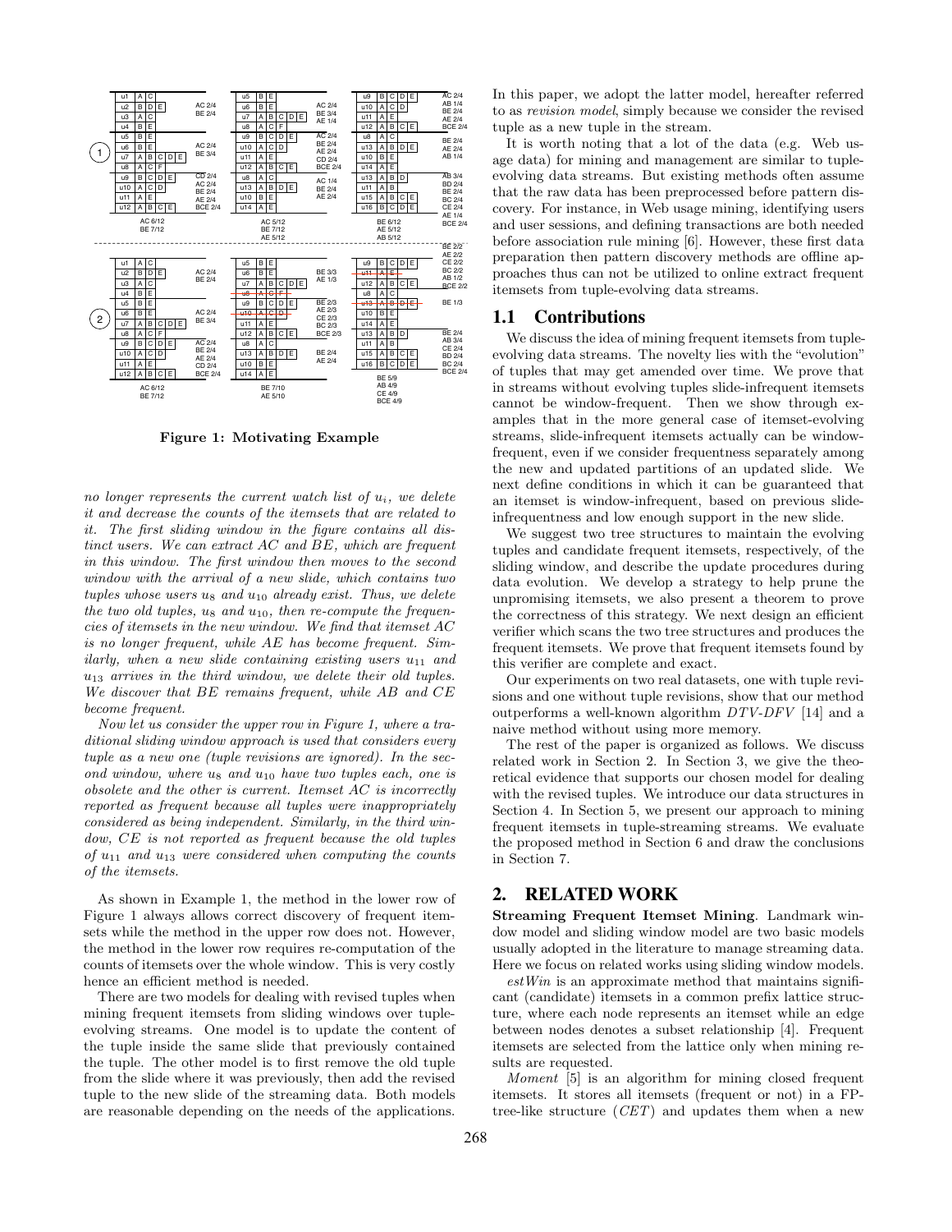Figure 1: Motivating Example

*no longer represents the current watch list of $u_i$, we delete it and decrease the counts of the itemsets that are related to it. The first sliding window in the figure contains all distinct users. We can extract AC and BE, which are frequent in this window. The first window then moves to the second window with the arrival of a new slide, which contains two tuples whose users $u_8$ and $u_{10}$ already exist. Thus, we delete the two old tuples, $u_8$ and $u_{10}$, then re-compute the frequencies of itemsets in the new window. We find that itemset AC is no longer frequent, while AE has become frequent. Similarly, when a new slide containing existing users $u_{11}$ and $u_{13}$ arrives in the third window, we delete their old tuples. We discover that BE remains frequent, while AB and CE become frequent.*

*Now let us consider the upper row in Figure 1, where a traditional sliding window approach is used that considers every tuple as a new one (tuple revisions are ignored). In the second window, where $u_8$ and $u_{10}$ have two tuples each, one is obsolete and the other is current. Itemset AC is incorrectly reported as frequent because all tuples were inappropriately considered as being independent. Similarly, in the third window, CE is not reported as frequent because the old tuples of $u_{11}$ and $u_{13}$ were considered when computing the counts of the itemsets.*

As shown in Example 1, the method in the lower row of Figure 1 always allows correct discovery of frequent itemsets while the method in the upper row does not. However, the method in the lower row requires re-computation of the counts of itemsets over the whole window. This is very costly hence an efficient method is needed.

There are two models for dealing with revised tuples when mining frequent itemsets from sliding windows over tuple-evolving streams. One model is to update the content of the tuple inside the same slide that previously contained the tuple. The other model is to first remove the old tuple from the slide where it was previously, then add the revised tuple to the new slide of the streaming data. Both models are reasonable depending on the needs of the applications. In this paper, we adopt the latter model, hereafter referred to as *revision model*, simply because we consider the revised tuple as a new tuple in the stream.

It is worth noting that a lot of the data (e.g. Web usage data) for mining and management are similar to tuple-evolving data streams. But existing methods often assume that the raw data has been preprocessed before pattern discovery. For instance, in Web usage mining, identifying users and user sessions, and defining transactions are both needed before association rule mining [6]. However, these first data preparation then pattern discovery methods are offline approaches thus can not be utilized to online extract frequent itemsets from tuple-evolving data streams.

## 1.1 Contributions

We discuss the idea of mining frequent itemsets from tuple-evolving data streams. The novelty lies with the "evolution" of tuples that may get amended over time. We prove that in streams without evolving tuples slide-infrequent itemsets cannot be window-frequent. Then we show through examples that in the more general case of itemset-evolving streams, slide-infrequent itemsets actually can be window-frequent, even if we consider frequentness separately among the new and updated partitions of an updated slide. We next define conditions in which it can be guaranteed that an itemset is window-infrequent, based on previous slide-infrequentness and low enough support in the new slide.

We suggest two tree structures to maintain the evolving tuples and candidate frequent itemsets, respectively, of the sliding window, and describe the update procedures during data evolution. We develop a strategy to help prune the unpromising itemsets, we also present a theorem to prove the correctness of this strategy. We next design an efficient verifier which scans the two tree structures and produces the frequent itemsets. We prove that frequent itemsets found by this verifier are complete and exact.

Our experiments on two real datasets, one with tuple revisions and one without tuple revisions, show that our method outperforms a well-known algorithm *DTV-DFV* [14] and a naive method without using more memory.

The rest of the paper is organized as follows. We discuss related work in Section 2. In Section 3, we give the theoretical evidence that supports our chosen model for dealing with the revised tuples. We introduce our data structures in Section 4. In Section 5, we present our approach to mining frequent itemsets in tuple-streaming streams. We evaluate the proposed method in Section 6 and draw the conclusions in Section 7.

## 2. RELATED WORK

**Streaming Frequent Itemset Mining**. Landmark window model and sliding window model are two basic models usually adopted in the literature to manage streaming data. Here we focus on related works using sliding window models.

*estWin* is an approximate method that maintains significant (candidate) itemsets in a common prefix lattice structure, where each node represents an itemset while an edge between nodes denotes a subset relationship [4]. Frequent itemsets are selected from the lattice only when mining results are requested.

*Moment* [5] is an algorithm for mining closed frequent itemsets. It stores all itemsets (frequent or not) in a FP-tree-like structure (*CET*) and updates them when a new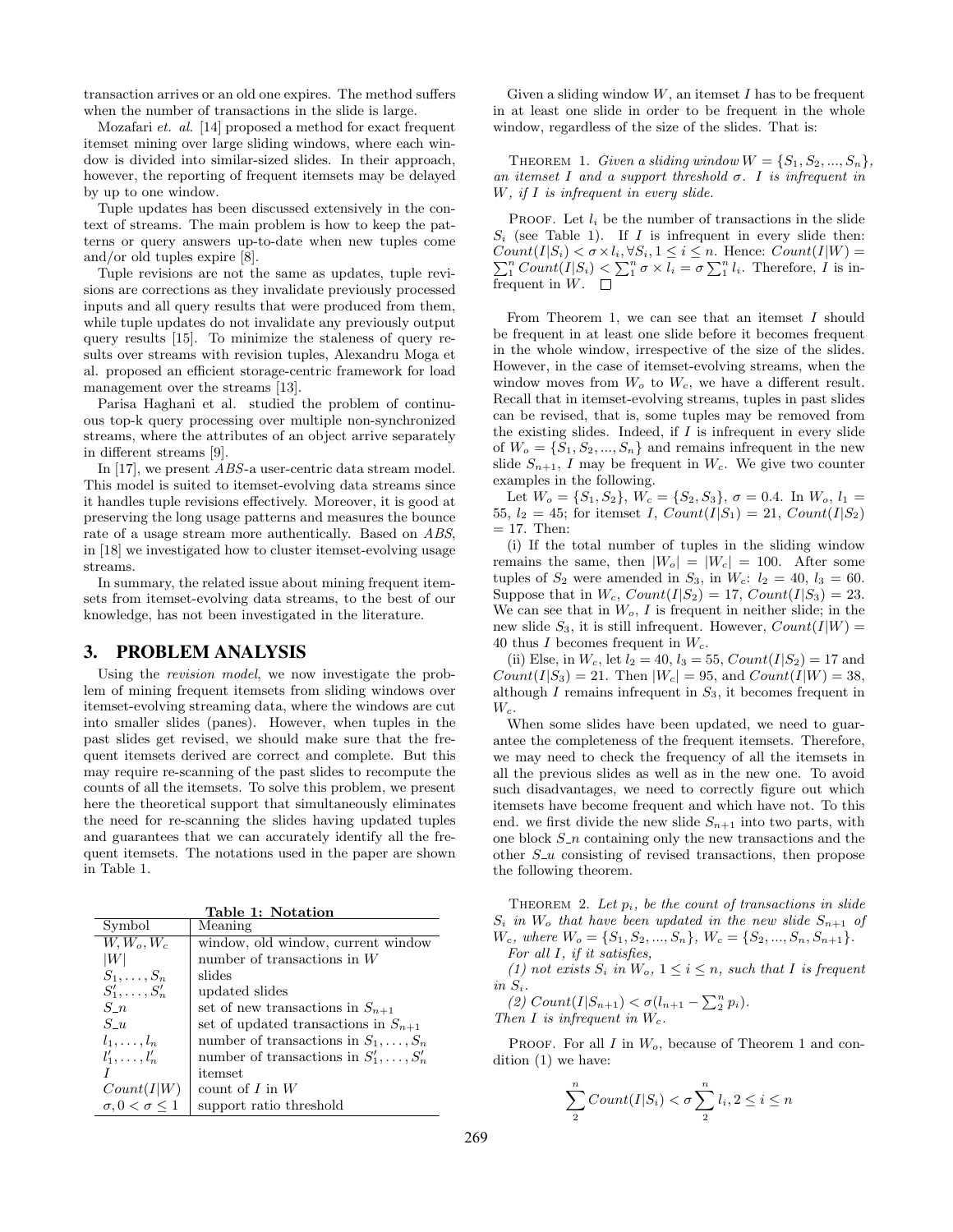transaction arrives or an old one expires. The method suffers when the number of transactions in the slide is large.

Mozafari *et. al.* [14] proposed a method for exact frequent itemset mining over large sliding windows, where each window is divided into similar-sized slides. In their approach, however, the reporting of frequent itemsets may be delayed by up to one window.

Tuple updates has been discussed extensively in the context of streams. The main problem is how to keep the patterns or query answers up-to-date when new tuples come and/or old tuples expire [8].

Tuple revisions are not the same as updates, tuple revisions are corrections as they invalidate previously processed inputs and all query results that were produced from them, while tuple updates do not invalidate any previously output query results [15]. To minimize the staleness of query results over streams with revision tuples, Alexandru Moga et al. proposed an efficient storage-centric framework for load management over the streams [13].

Parisa Haghani et al. studied the problem of continuous top-k query processing over multiple non-synchronized streams, where the attributes of an object arrive separately in different streams [9].

In [17], we present *ABS*-a user-centric data stream model. This model is suited to itemset-evolving data streams since it handles tuple revisions effectively. Moreover, it is good at preserving the long usage patterns and measures the bounce rate of a usage stream more authentically. Based on *ABS*, in [18] we investigated how to cluster itemset-evolving usage streams.

In summary, the related issue about mining frequent itemsets from itemset-evolving data streams, to the best of our knowledge, has not been investigated in the literature.

## 3. PROBLEM ANALYSIS

Using the *revision model*, we now investigate the problem of mining frequent itemsets from sliding windows over itemset-evolving streaming data, where the windows are cut into smaller slides (panes). However, when tuples in the past slides get revised, we should make sure that the frequent itemsets derived are correct and complete. But this may require re-scanning of the past slides to recompute the counts of all the itemsets. To solve this problem, we present here the theoretical support that simultaneously eliminates the need for re-scanning the slides having updated tuples and guarantees that we can accurately identify all the frequent itemsets. The notations used in the paper are shown in Table 1.

**Table 1: Notation**

| Symbol | Meaning |
|---|---|
| $W, W_o, W_c$ | window, old window, current window |
| $\|W\|$ | number of transactions in $W$ |
| $S_1, \ldots, S_n$ | slides |
| $S'_1, \ldots, S'_n$ | updated slides |
| $S\_n$ | set of new transactions in $S_{n+1}$ |
| $S\_u$ | set of updated transactions in $S_{n+1}$ |
| $l_1, \ldots, l_n$ | number of transactions in $S_1, \ldots, S_n$ |
| $l'_1, \ldots, l'_n$ | number of transactions in $S'_1, \ldots, S'_n$ |
| $I$ | itemset |
| $Count(I\|W)$ | count of $I$ in $W$ |
| $\sigma, 0 < \sigma \leq 1$ | support ratio threshold |

Given a sliding window $W$, an itemset $I$ has to be frequent in at least one slide in order to be frequent in the whole window, regardless of the size of the slides. That is:

THEOREM 1. *Given a sliding window $W = \{S_1, S_2, ..., S_n\}$, an itemset $I$ and a support threshold $\sigma$. $I$ is infrequent in $W$, if $I$ is infrequent in every slide.*

PROOF. Let $l_i$ be the number of transactions in the slide $S_i$ (see Table 1). If $I$ is infrequent in every slide then: $Count(I|S_i) < \sigma \times l_i, \forall S_i, 1 \leq i \leq n$. Hence: $Count(I|W) = \sum_1^n Count(I|S_i) < \sum_1^n \sigma \times l_i = \sigma \sum_1^n l_i$. Therefore, $I$ is infrequent in $W$. □

From Theorem 1, we can see that an itemset $I$ should be frequent in at least one slide before it becomes frequent in the whole window, irrespective of the size of the slides. However, in the case of itemset-evolving streams, when the window moves from $W_o$ to $W_c$, we have a different result. Recall that in itemset-evolving streams, tuples in past slides can be revised, that is, some tuples may be removed from the existing slides. Indeed, if $I$ is infrequent in every slide of $W_o = \{S_1, S_2, ..., S_n\}$ and remains infrequent in the new slide $S_{n+1}$, $I$ may be frequent in $W_c$. We give two counter examples in the following.

Let $W_o = \{S_1, S_2\}$, $W_c = \{S_2, S_3\}$, $\sigma = 0.4$. In $W_o$, $l_1 = 55$, $l_2 = 45$; for itemset $I$, $Count(I|S_1) = 21$, $Count(I|S_2) = 17$. Then:

(i) If the total number of tuples in the sliding window remains the same, then $|W_o| = |W_c| = 100$. After some tuples of $S_2$ were amended in $S_3$, in $W_c$: $l_2 = 40$, $l_3 = 60$. Suppose that in $W_c$, $Count(I|S_2) = 17$, $Count(I|S_3) = 23$. We can see that in $W_o$, $I$ is frequent in neither slide; in the new slide $S_3$, it is still infrequent. However, $Count(I|W) = 40$ thus $I$ becomes frequent in $W_c$.

(ii) Else, in $W_c$, let $l_2 = 40$, $l_3 = 55$, $Count(I|S_2) = 17$ and $Count(I|S_3) = 21$. Then $|W_c| = 95$, and $Count(I|W) = 38$, although $I$ remains infrequent in $S_3$, it becomes frequent in $W_c$.

When some slides have been updated, we need to guarantee the completeness of the frequent itemsets. Therefore, we may need to check the frequency of all the itemsets in all the previous slides as well as in the new one. To avoid such disadvantages, we need to correctly figure out which itemsets have become frequent and which have not. To this end. we first divide the new slide $S_{n+1}$ into two parts, with one block $S\_n$ containing only the new transactions and the other $S\_u$ consisting of revised transactions, then propose the following theorem.

THEOREM 2. *Let $p_i$, be the count of transactions in slide $S_i$ in $W_o$ that have been updated in the new slide $S_{n+1}$ of $W_c$, where $W_o = \{S_1, S_2, ..., S_n\}$, $W_c = \{S_2, ..., S_n, S_{n+1}\}$.*
*For all $I$, if it satisfies,*
*(1) not exists $S_i$ in $W_o$, $1 \leq i \leq n$, such that $I$ is frequent in $S_i$.*
*(2) $Count(I|S_{n+1}) < \sigma(l_{n+1} - \sum_2^n p_i)$.*
*Then $I$ is infrequent in $W_c$.*

PROOF. For all $I$ in $W_o$, because of Theorem 1 and condition (1) we have:

$$\sum_2^n Count(I|S_i) < \sigma \sum_2^n l_i, 2 \leq i \leq n$$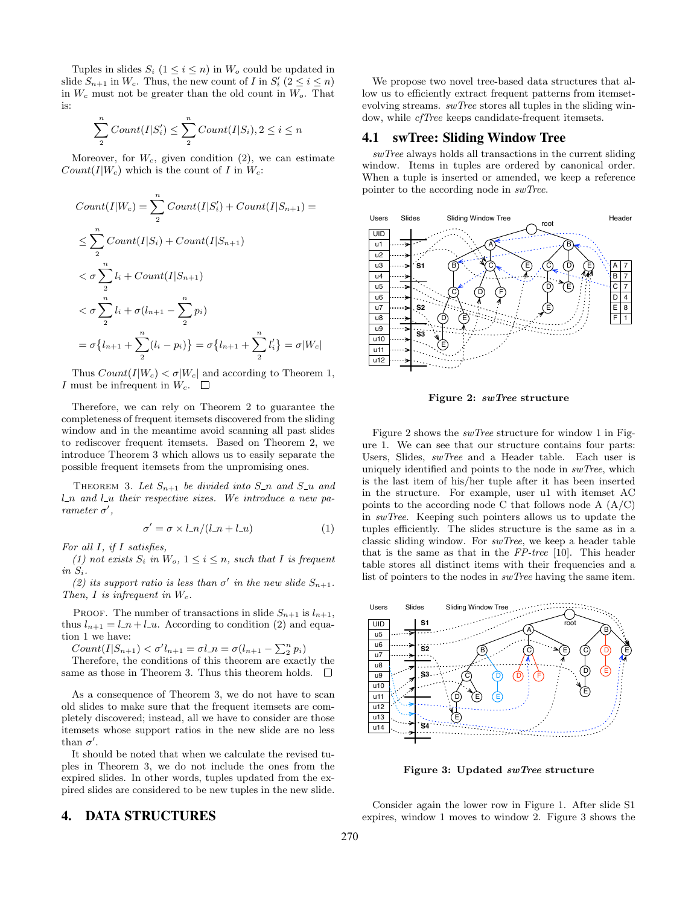Tuples in slides $S_i$ ($1 \le i \le n$) in $W_o$ could be updated in slide $S_{n+1}$ in $W_c$. Thus, the new count of $I$ in $S'_i$ ($2 \le i \le n$) in $W_c$ must not be greater than the old count in $W_o$. That is:

$$\sum_{2}^{n} Count(I|S'_i) \le \sum_{2}^{n} Count(I|S_i), 2 \le i \le n$$

Moreover, for $W_c$, given condition (2), we can estimate $Count(I|W_c)$ which is the count of $I$ in $W_c$:

$$Count(I|W_c) = \sum_{2}^{n} Count(I|S'_i) + Count(I|S_{n+1}) =$$

$$\le \sum_{2}^{n} Count(I|S_i) + Count(I|S_{n+1})$$

$$< \sigma \sum_{2}^{n} l_i + Count(I|S_{n+1})$$

$$< \sigma \sum_{2}^{n} l_i + \sigma(l_{n+1} - \sum_{2}^{n} p_i)$$

$$= \sigma\{l_{n+1} + \sum_{2}^{n}(l_i - p_i)\} = \sigma\{l_{n+1} + \sum_{2}^{n} l'_i\} = \sigma|W_c|$$

Thus $Count(I|W_c) < \sigma|W_c|$ and according to Theorem 1, $I$ must be infrequent in $W_c$. □

Therefore, we can rely on Theorem 2 to guarantee the completeness of frequent itemsets discovered from the sliding window and in the meantime avoid scanning all past slides to rediscover frequent itemsets. Based on Theorem 2, we introduce Theorem 3 which allows us to easily separate the possible frequent itemsets from the unpromising ones.

Theorem 3. *Let $S_{n+1}$ be divided into S_n and S_u and l_n and l_u their respective sizes. We introduce a new parameter $\sigma'$,*

$$\sigma' = \sigma \times l\_n/(l\_n + l\_u) \quad (1)$$

*For all I, if I satisfies,*

*(1) not exists $S_i$ in $W_o$, $1 \le i \le n$, such that I is frequent in $S_i$.*

*(2) its support ratio is less than $\sigma'$ in the new slide $S_{n+1}$. Then, I is infrequent in $W_c$.*

Proof. The number of transactions in slide $S_{n+1}$ is $l_{n+1}$, thus $l_{n+1} = l\_n + l\_u$. According to condition (2) and equation 1 we have:

$Count(I|S_{n+1}) < \sigma' l_{n+1} = \sigma l\_n = \sigma(l_{n+1} - \sum_2^n p_i)$

Therefore, the conditions of this theorem are exactly the same as those in Theorem 3. Thus this theorem holds. □

As a consequence of Theorem 3, we do not have to scan old slides to make sure that the frequent itemsets are completely discovered; instead, all we have to consider are those itemsets whose support ratios in the new slide are no less than $\sigma'$.

It should be noted that when we calculate the revised tuples in Theorem 3, we do not include the ones from the expired slides. In other words, tuples updated from the expired slides are considered to be new tuples in the new slide.

# 4. DATA STRUCTURES

We propose two novel tree-based data structures that allow us to efficiently extract frequent patterns from itemset-evolving streams. *swTree* stores all tuples in the sliding window, while *cfTree* keeps candidate-frequent itemsets.

## 4.1 swTree: Sliding Window Tree

*swTree* always holds all transactions in the current sliding window. Items in tuples are ordered by canonical order. When a tuple is inserted or amended, we keep a reference pointer to the according node in *swTree*.

**Figure 2: *swTree* structure**

Figure 2 shows the *swTree* structure for window 1 in Figure 1. We can see that our structure contains four parts: Users, Slides, *swTree* and a Header table. Each user is uniquely identified and points to the node in *swTree*, which is the last item of his/her tuple after it has been inserted in the structure. For example, user u1 with itemset AC points to the according node C that follows node A (A/C) in *swTree*. Keeping such pointers allows us to update the tuples efficiently. The slides structure is the same as in a classic sliding window. For *swTree*, we keep a header table that is the same as that in the *FP-tree* [10]. This header table stores all distinct items with their frequencies and a list of pointers to the nodes in *swTree* having the same item.

**Figure 3: Updated *swTree* structure**

Consider again the lower row in Figure 1. After slide S1 expires, window 1 moves to window 2. Figure 3 shows the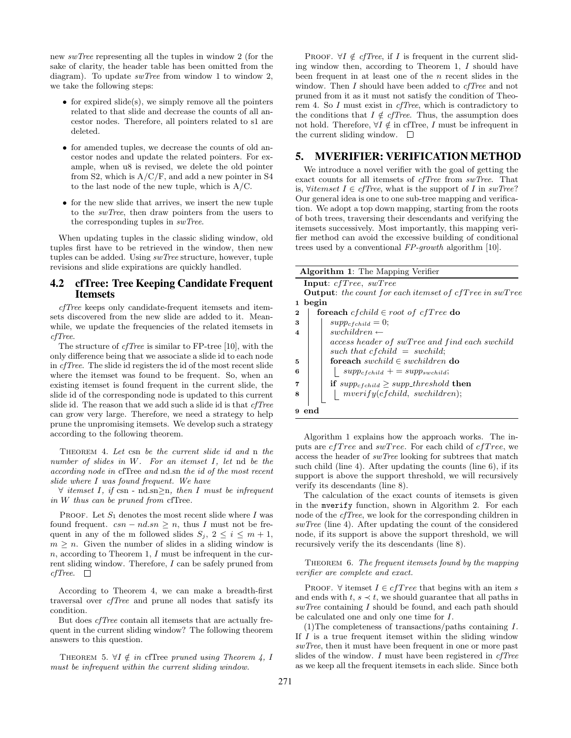new *swTree* representing all the tuples in window 2 (for the sake of clarity, the header table has been omitted from the diagram). To update *swTree* from window 1 to window 2, we take the following steps:

- for expired slide(s), we simply remove all the pointers related to that slide and decrease the counts of all ancestor nodes. Therefore, all pointers related to s1 are deleted.
- for amended tuples, we decrease the counts of old ancestor nodes and update the related pointers. For example, when u8 is revised, we delete the old pointer from S2, which is A/C/F, and add a new pointer in S4 to the last node of the new tuple, which is A/C.
- for the new slide that arrives, we insert the new tuple to the *swTree*, then draw pointers from the users to the corresponding tuples in *swTree*.

When updating tuples in the classic sliding window, old tuples first have to be retrieved in the window, then new tuples can be added. Using *swTree* structure, however, tuple revisions and slide expirations are quickly handled.

## 4.2 cfTree: Tree Keeping Candidate Frequent Itemsets

*cfTree* keeps only candidate-frequent itemsets and itemsets discovered from the new slide are added to it. Meanwhile, we update the frequencies of the related itemsets in *cfTree*.

The structure of *cfTree* is similar to FP-tree [10], with the only difference being that we associate a slide id to each node in *cfTree*. The slide id registers the id of the most recent slide where the itemset was found to be frequent. So, when an existing itemset is found frequent in the current slide, the slide id of the corresponding node is updated to this current slide id. The reason that we add such a slide id is that *cfTree* can grow very large. Therefore, we need a strategy to help prune the unpromising itemsets. We develop such a strategy according to the following theorem.

THEOREM 4. *Let* csn *be the current slide id and* n *the number of slides in* $W$. *For an itemset* $I$, *let* nd *be the according node in* cfTree *and* nd.sn *the id of the most recent slide where* $I$ *was found frequent. We have*

$\forall$ *itemset* $I$, *if* csn - nd.sn$\geq$n, *then* $I$ *must be infrequent in* $W$ *thus can be pruned from* cfTree.

PROOF. Let $S_1$ denotes the most recent slide where $I$ was found frequent. $csn - nd.sn \geq n$, thus $I$ must not be frequent in any of the m followed slides $S_j$, $2 \leq i \leq m+1$, $m \geq n$. Given the number of slides in a sliding window is $n$, according to Theorem 1, $I$ must be infrequent in the current sliding window. Therefore, $I$ can be safely pruned from *cfTree*. □

According to Theorem 4, we can make a breadth-first traversal over *cfTree* and prune all nodes that satisfy its condition.

But does *cfTree* contain all itemsets that are actually frequent in the current sliding window? The following theorem answers to this question.

THEOREM 5. $\forall I \notin$ *in* cfTree *pruned using Theorem 4,* $I$ *must be infrequent within the current sliding window.*

PROOF. $\forall I \notin$ *cfTree*, if $I$ is frequent in the current sliding window then, according to Theorem 1, $I$ should have been frequent in at least one of the $n$ recent slides in the window. Then $I$ should have been added to *cfTree* and not pruned from it as it must not satisfy the condition of Theorem 4. So $I$ must exist in *cfTree*, which is contradictory to the conditions that $I \notin$ *cfTree*. Thus, the assumption does not hold. Therefore, $\forall I \notin$ in cfTree, $I$ must be infrequent in the current sliding window. □

# 5. MVERIFIER: VERIFICATION METHOD

We introduce a novel verifier with the goal of getting the exact counts for all itemsets of *cfTree* from *swTree*. That is, $\forall$*itemset* $I \in$ *cfTree*, what is the support of $I$ in *swTree*? Our general idea is one to one sub-tree mapping and verification. We adopt a top down mapping, starting from the roots of both trees, traversing their descendants and verifying the itemsets successively. Most importantly, this mapping verifier method can avoid the excessive building of conditional trees used by a conventional *FP-growth* algorithm [10].

**Algorithm 1**: The Mapping Verifier

```
  Input: cfTree, swTree
  Output: the count for each itemset of cfTree in swTree
1 begin
2   foreach cfchild ∈ root of cfTree do
3     supp_cfchild = 0;
4     swchildren ←
      access header of swTree and find each swchild
      such that cfchild = swchild;
5     foreach swchild ∈ swchildren do
6       supp_cfchild += supp_swchild;
7     if supp_cfchild ≥ supp_threshold then
8       mverify(cfchild, swchildren);
9 end
```

Algorithm 1 explains how the approach works. The inputs are $cfTree$ and $swTree$. For each child of $cfTree$, we access the header of $swTree$ looking for subtrees that match such child (line 4). After updating the counts (line 6), if its support is above the support threshold, we will recursively verify its descendants (line 8).

The calculation of the exact counts of itemsets is given in the `mverify` function, shown in Algorithm 2. For each node of the *cfTree*, we look for the corresponding children in *swTree* (line 4). After updating the count of the considered node, if its support is above the support threshold, we will recursively verify the its descendants (line 8).

THEOREM 6. *The frequent itemsets found by the mapping verifier are complete and exact.*

PROOF. $\forall$ itemset $I \in cfTree$ that begins with an item $s$ and ends with $t$, $s \prec t$, we should guarantee that all paths in *swTree* containing $I$ should be found, and each path should be calculated one and only one time for $I$.

(1)The completeness of transactions/paths containing $I$. If $I$ is a true frequent itemset within the sliding window *swTree*, then it must have been frequent in one or more past slides of the window. $I$ must have been registered in *cfTree* as we keep all the frequent itemsets in each slide. Since both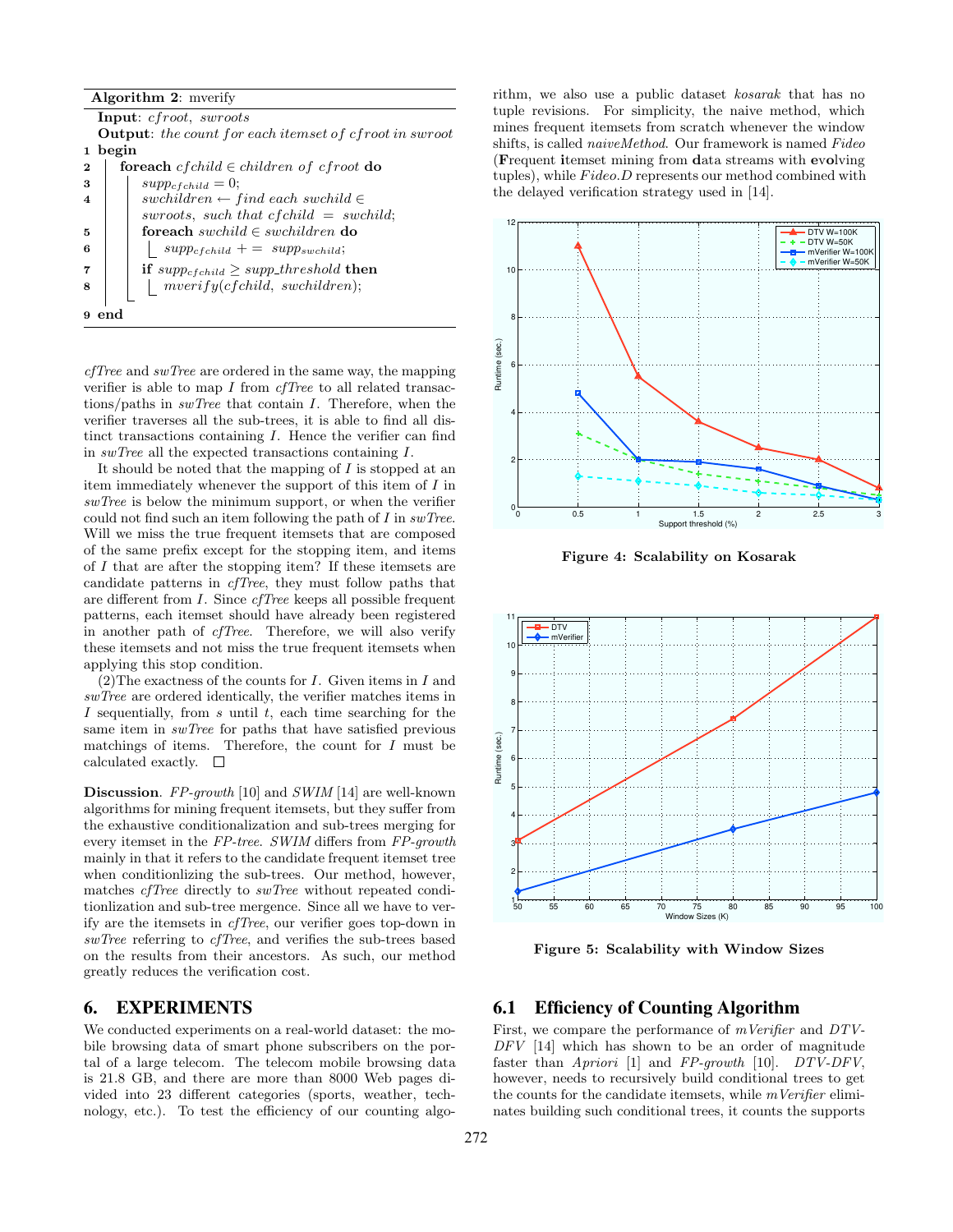**Algorithm 2**: mverify

**Input**: *cfroot, swroots*
**Output**: *the count for each itemset of cfroot in swroot*

```
1 begin
2   foreach cfchild ∈ children of cfroot do
3     supp_cfchild = 0;
4     swchildren ← find each swchild ∈ swroots, such that cfchild = swchild;
5     foreach swchild ∈ swchildren do
6       supp_cfchild += supp_swchild;
7     if supp_cfchild ≥ supp_threshold then
8       mverify(cfchild, swchildren);
9 end
```

*cfTree* and *swTree* are ordered in the same way, the mapping verifier is able to map $I$ from *cfTree* to all related transactions/paths in *swTree* that contain $I$. Therefore, when the verifier traverses all the sub-trees, it is able to find all distinct transactions containing $I$. Hence the verifier can find in *swTree* all the expected transactions containing $I$.

It should be noted that the mapping of $I$ is stopped at an item immediately whenever the support of this item of $I$ in *swTree* is below the minimum support, or when the verifier could not find such an item following the path of $I$ in *swTree*. Will we miss the true frequent itemsets that are composed of the same prefix except for the stopping item, and items of $I$ that are after the stopping item? If these itemsets are candidate patterns in *cfTree*, they must follow paths that are different from $I$. Since *cfTree* keeps all possible frequent patterns, each itemset should have already been registered in another path of *cfTree*. Therefore, we will also verify these itemsets and not miss the true frequent itemsets when applying this stop condition.

(2)The exactness of the counts for $I$. Given items in $I$ and *swTree* are ordered identically, the verifier matches items in $I$ sequentially, from $s$ until $t$, each time searching for the same item in *swTree* for paths that have satisfied previous matchings of items. Therefore, the count for $I$ must be calculated exactly. □

**Discussion**. *FP-growth* [10] and *SWIM* [14] are well-known algorithms for mining frequent itemsets, but they suffer from the exhaustive conditionalization and sub-trees merging for every itemset in the *FP-tree*. *SWIM* differs from *FP-growth* mainly in that it refers to the candidate frequent itemset tree when conditionlizing the sub-trees. Our method, however, matches *cfTree* directly to *swTree* without repeated conditionlization and sub-tree mergence. Since all we have to verify are the itemsets in *cfTree*, our verifier goes top-down in *swTree* referring to *cfTree*, and verifies the sub-trees based on the results from their ancestors. As such, our method greatly reduces the verification cost.

## 6. EXPERIMENTS

We conducted experiments on a real-world dataset: the mobile browsing data of smart phone subscribers on the portal of a large telecom. The telecom mobile browsing data is 21.8 GB, and there are more than 8000 Web pages divided into 23 different categories (sports, weather, technology, etc.). To test the efficiency of our counting algorithm, we also use a public dataset *kosarak* that has no tuple revisions. For simplicity, the naive method, which mines frequent itemsets from scratch whenever the window shifts, is called *naiveMethod*. Our framework is named *Fideo* (**F**requent **i**temset mining from **d**ata streams with **evo**lving tuples), while *Fideo.D* represents our method combined with the delayed verification strategy used in [14].

DTV W=100K
DTV W=50K
mVerifier W=100K
mVerifier W=50K
Runtime (sec.)
Support threshold (%)
0 0.5 1 1.5 2 2.5 3
0 2 4 6 8 10 12

**Figure 4: Scalability on Kosarak**

DTV
mVerifier
Runtime (sec.)
Window Sizes (K)
50 55 60 65 70 75 80 85 90 95 100
1 2 3 4 5 6 7 8 9 10 11

**Figure 5: Scalability with Window Sizes**

### 6.1 Efficiency of Counting Algorithm

First, we compare the performance of *mVerifier* and *DTV-DFV* [14] which has shown to be an order of magnitude faster than *Apriori* [1] and *FP-growth* [10]. *DTV-DFV*, however, needs to recursively build conditional trees to get the counts for the candidate itemsets, while *mVerifier* eliminates building such conditional trees, it counts the supports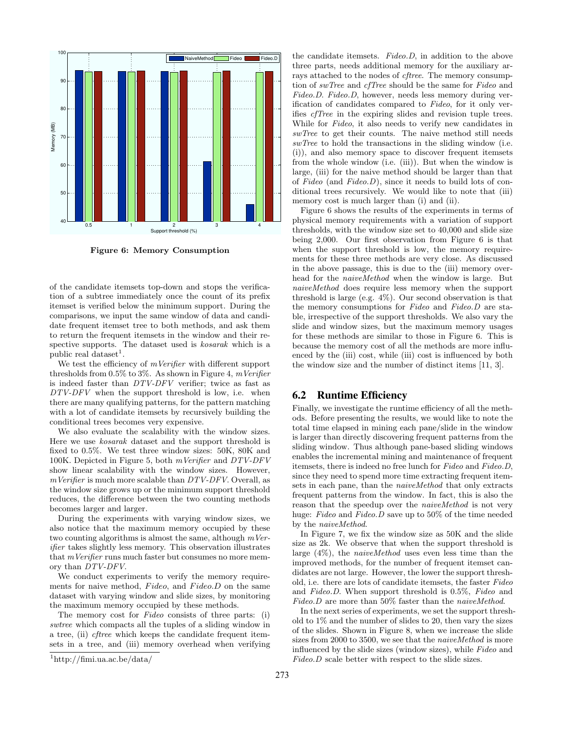100
90
80
70
60
50
40
Memory (MB)
0.5
1
2
3
4
Support threshold (%)
NaiveMethod
Fideo
Fideo.D

**Figure 6: Memory Consumption**

of the candidate itemsets top-down and stops the verification of a subtree immediately once the count of its prefix itemset is verified below the minimum support. During the comparisons, we input the same window of data and candidate frequent itemset tree to both methods, and ask them to return the frequent itemsets in the window and their respective supports. The dataset used is *kosarak* which is a public real dataset[1].

We test the efficiency of *mVerifier* with different support thresholds from 0.5% to 3%. As shown in Figure 4, *mVerifier* is indeed faster than *DTV-DFV* verifier; twice as fast as *DTV-DFV* when the support threshold is low, i.e. when there are many qualifying patterns, for the pattern matching with a lot of candidate itemsets by recursively building the conditional trees becomes very expensive.

We also evaluate the scalability with the window sizes. Here we use *kosarak* dataset and the support threshold is fixed to 0.5%. We test three window sizes: 50K, 80K and 100K. Depicted in Figure 5, both *mVerifier* and *DTV-DFV* show linear scalability with the window sizes. However, *mVerifier* is much more scalable than *DTV-DFV*. Overall, as the window size grows up or the minimum support threshold reduces, the difference between the two counting methods becomes larger and larger.

During the experiments with varying window sizes, we also notice that the maximum memory occupied by these two counting algorithms is almost the same, although *mVerifier* takes slightly less memory. This observation illustrates that *mVerifier* runs much faster but consumes no more memory than *DTV-DFV*.

We conduct experiments to verify the memory requirements for naive method, *Fideo*, and *Fideo.D* on the same dataset with varying window and slide sizes, by monitoring the maximum memory occupied by these methods.

The memory cost for *Fideo* consists of three parts: (i) *swtree* which compacts all the tuples of a sliding window in a tree, (ii) *cftree* which keeps the candidate frequent itemsets in a tree, and (iii) memory overhead when verifying the candidate itemsets. *Fideo.D*, in addition to the above three parts, needs additional memory for the auxiliary arrays attached to the nodes of *cftree*. The memory consumption of *swTree* and *cfTree* should be the same for *Fideo* and *Fideo.D*. *Fideo.D*, however, needs less memory during verification of candidates compared to *Fideo*, for it only verifies *cfTree* in the expiring slides and revision tuple trees. While for *Fideo*, it also needs to verify new candidates in *swTree* to get their counts. The naive method still needs *swTree* to hold the transactions in the sliding window (i.e. (i)), and also memory space to discover frequent itemsets from the whole window (i.e. (iii)). But when the window is large, (iii) for the naive method should be larger than that of *Fideo* (and *Fideo.D*), since it needs to build lots of conditional trees recursively. We would like to note that (iii) memory cost is much larger than (i) and (ii).

Figure 6 shows the results of the experiments in terms of physical memory requirements with a variation of support thresholds, with the window size set to 40,000 and slide size being 2,000. Our first observation from Figure 6 is that when the support threshold is low, the memory requirements for these three methods are very close. As discussed in the above passage, this is due to the (iii) memory overhead for the *naiveMethod* when the window is large. But *naiveMethod* does require less memory when the support threshold is large (e.g. 4%). Our second observation is that the memory consumptions for *Fideo* and *Fideo.D* are stable, irrespective of the support thresholds. We also vary the slide and window sizes, but the maximum memory usages for these methods are similar to those in Figure 6. This is because the memory cost of all the methods are more influenced by the (iii) cost, while (iii) cost is influenced by both the window size and the number of distinct items [11, 3].

## 6.2 Runtime Efficiency

Finally, we investigate the runtime efficiency of all the methods. Before presenting the results, we would like to note the total time elapsed in mining each pane/slide in the window is larger than directly discovering frequent patterns from the sliding window. Thus although pane-based sliding windows enables the incremental mining and maintenance of frequent itemsets, there is indeed no free lunch for *Fideo* and *Fideo.D*, since they need to spend more time extracting frequent itemsets in each pane, than the *naiveMethod* that only extracts frequent patterns from the window. In fact, this is also the reason that the speedup over the *naiveMethod* is not very huge: *Fideo* and *Fideo.D* save up to 50% of the time needed by the *naiveMethod*.

In Figure 7, we fix the window size as 50K and the slide size as 2k. We observe that when the support threshold is large (4%), the *naiveMethod* uses even less time than the improved methods, for the number of frequent itemset candidates are not large. However, the lower the support threshold, i.e. there are lots of candidate itemsets, the faster *Fideo* and *Fideo.D*. When support threshold is 0.5%, *Fideo* and *Fideo.D* are more than 50% faster than the *naiveMethod*.

In the next series of experiments, we set the support threshold to 1% and the number of slides to 20, then vary the sizes of the slides. Shown in Figure 8, when we increase the slide sizes from 2000 to 3500, we see that the *naiveMethod* is more influenced by the slide sizes (window sizes), while *Fideo* and *Fideo.D* scale better with respect to the slide sizes.

[1]http://fimi.ua.ac.be/data/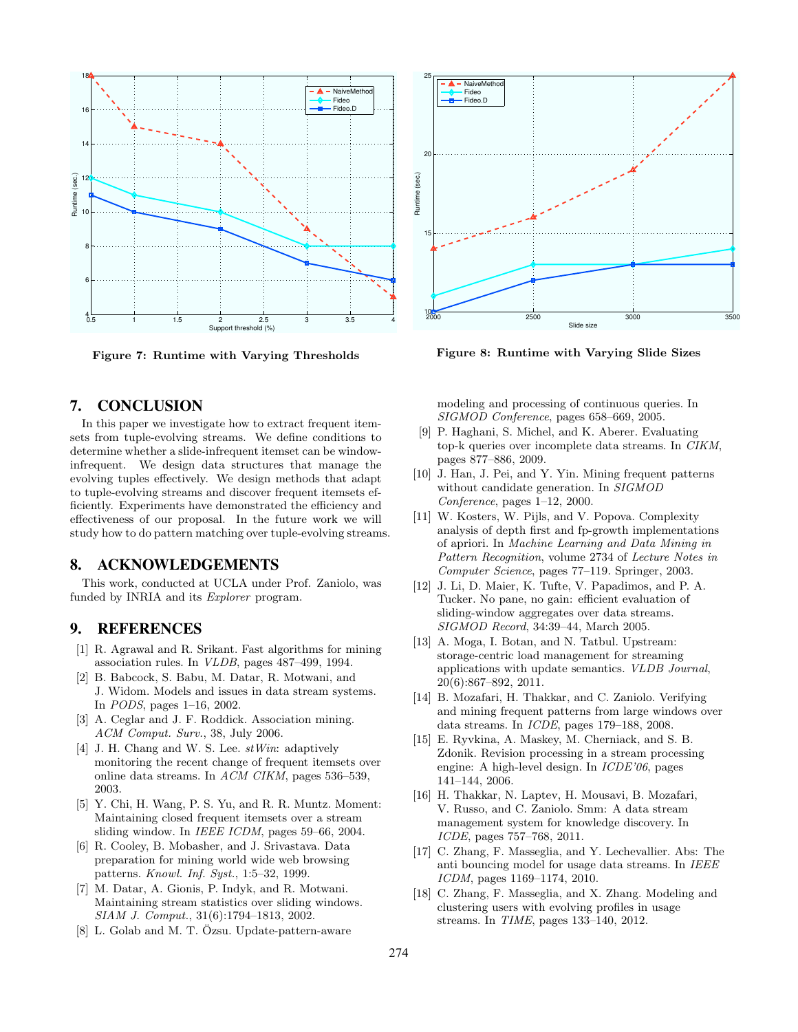NaiveMethod
Fideo
Fideo.D

Runtime (sec.)

18
16
14
12
10
8
6
4

0.5 1 1.5 2 2.5 3 3.5 4

Support threshold (%)

**Figure 7: Runtime with Varying Thresholds**

NaiveMethod
Fideo
Fideo.D

Runtime (sec.)

25
20
15
10

2000 2500 3000 3500

Slide size

**Figure 8: Runtime with Varying Slide Sizes**

## 7. CONCLUSION

In this paper we investigate how to extract frequent itemsets from tuple-evolving streams. We define conditions to determine whether a slide-infrequent itemset can be window-infrequent. We design data structures that manage the evolving tuples effectively. We design methods that adapt to tuple-evolving streams and discover frequent itemsets efficiently. Experiments have demonstrated the efficiency and effectiveness of our proposal. In the future work we will study how to do pattern matching over tuple-evolving streams.

## 8. ACKNOWLEDGEMENTS

This work, conducted at UCLA under Prof. Zaniolo, was funded by INRIA and its *Explorer* program.

## 9. REFERENCES

[1] R. Agrawal and R. Srikant. Fast algorithms for mining association rules. In *VLDB*, pages 487–499, 1994.

[2] B. Babcock, S. Babu, M. Datar, R. Motwani, and J. Widom. Models and issues in data stream systems. In *PODS*, pages 1–16, 2002.

[3] A. Ceglar and J. F. Roddick. Association mining. *ACM Comput. Surv.*, 38, July 2006.

[4] J. H. Chang and W. S. Lee. *stWin*: adaptively monitoring the recent change of frequent itemsets over online data streams. In *ACM CIKM*, pages 536–539, 2003.

[5] Y. Chi, H. Wang, P. S. Yu, and R. R. Muntz. Moment: Maintaining closed frequent itemsets over a stream sliding window. In *IEEE ICDM*, pages 59–66, 2004.

[6] R. Cooley, B. Mobasher, and J. Srivastava. Data preparation for mining world wide web browsing patterns. *Knowl. Inf. Syst.*, 1:5–32, 1999.

[7] M. Datar, A. Gionis, P. Indyk, and R. Motwani. Maintaining stream statistics over sliding windows. *SIAM J. Comput.*, 31(6):1794–1813, 2002.

[8] L. Golab and M. T. Özsu. Update-pattern-aware modeling and processing of continuous queries. In *SIGMOD Conference*, pages 658–669, 2005.

[9] P. Haghani, S. Michel, and K. Aberer. Evaluating top-k queries over incomplete data streams. In *CIKM*, pages 877–886, 2009.

[10] J. Han, J. Pei, and Y. Yin. Mining frequent patterns without candidate generation. In *SIGMOD Conference*, pages 1–12, 2000.

[11] W. Kosters, W. Pijls, and V. Popova. Complexity analysis of depth first and fp-growth implementations of apriori. In *Machine Learning and Data Mining in Pattern Recognition*, volume 2734 of *Lecture Notes in Computer Science*, pages 77–119. Springer, 2003.

[12] J. Li, D. Maier, K. Tufte, V. Papadimos, and P. A. Tucker. No pane, no gain: efficient evaluation of sliding-window aggregates over data streams. *SIGMOD Record*, 34:39–44, March 2005.

[13] A. Moga, I. Botan, and N. Tatbul. Upstream: storage-centric load management for streaming applications with update semantics. *VLDB Journal*, 20(6):867–892, 2011.

[14] B. Mozafari, H. Thakkar, and C. Zaniolo. Verifying and mining frequent patterns from large windows over data streams. In *ICDE*, pages 179–188, 2008.

[15] E. Ryvkina, A. Maskey, M. Cherniack, and S. B. Zdonik. Revision processing in a stream processing engine: A high-level design. In *ICDE'06*, pages 141–144, 2006.

[16] H. Thakkar, N. Laptev, H. Mousavi, B. Mozafari, V. Russo, and C. Zaniolo. Smm: A data stream management system for knowledge discovery. In *ICDE*, pages 757–768, 2011.

[17] C. Zhang, F. Masseglia, and Y. Lechevallier. Abs: The anti bouncing model for usage data streams. In *IEEE ICDM*, pages 1169–1174, 2010.

[18] C. Zhang, F. Masseglia, and X. Zhang. Modeling and clustering users with evolving profiles in usage streams. In *TIME*, pages 133–140, 2012.